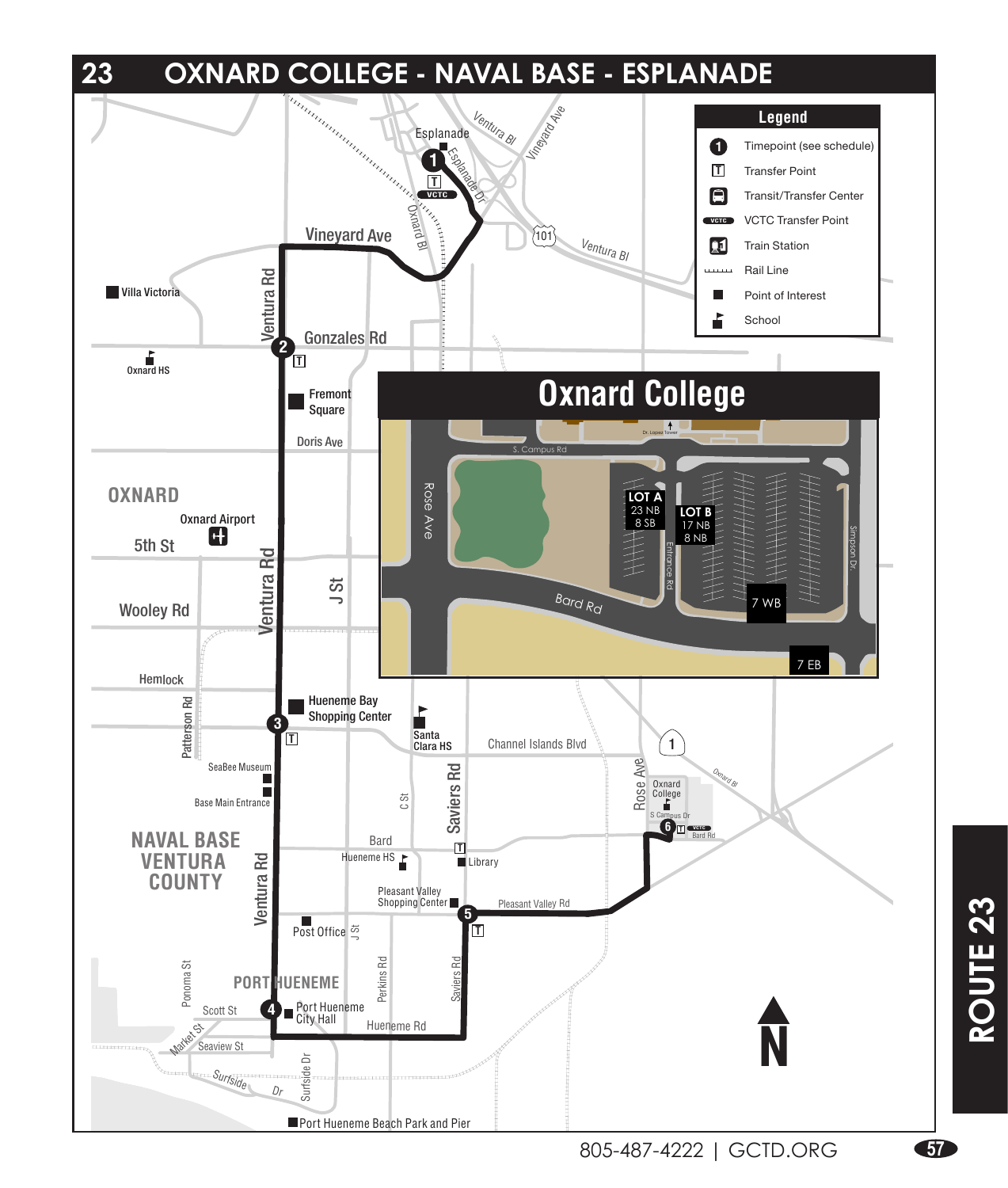# 23 OXNARD COLLEGE - NAVAL BASE - ESPLANADE

## Legend

- 1 — Timepoint (see schedule)
- T — Transfer Point
- Transit/Transfer Center
- VCTC — VCTC Transfer Point
- Train Station
- Rail Line
- Point of Interest
- School

## Oxnard College

- LOT A: 23 NB, 8 SB
- LOT B: 17 NB, 8 NB
- 7 WB
- 7 EB

S. Campus Rd, Rose Ave, Bard Rd, Entrance Rd, Simpson Dr., Dr. Lopez Tower

Esplanade, Esplanade Dr, Ventura Bl, Vineyard Ave, Oxnard Bl, 101, Vineyard Ave, Ventura Rd, Villa Victoria, Gonzales Rd, Oxnard HS, Fremont Square, Doris Ave, OXNARD, Oxnard Airport, 5th St, Wooley Rd, J St, Hemlock, Patterson Rd, Hueneme Bay Shopping Center, Santa Clara HS, Channel Islands Blvd, 1, Rose Ave, Oxnard College, S Campus Dr, Bard Rd, SeaBee Museum, Base Main Entrance, C St, Saviers Rd, NAVAL BASE VENTURA COUNTY, Bard, Hueneme HS, Library, Pleasant Valley Shopping Center, Pleasant Valley Rd, Post Office, J St, Ponoma St, PORT HUENEME, Perkins Rd, Saviers Rd, Scott St, Port Hueneme City Hall, Hueneme Rd, Market St, Seaview St, Surfside Dr, Port Hueneme Beach Park and Pier

ROUTE 23

805-487-4222 | GCTD.ORG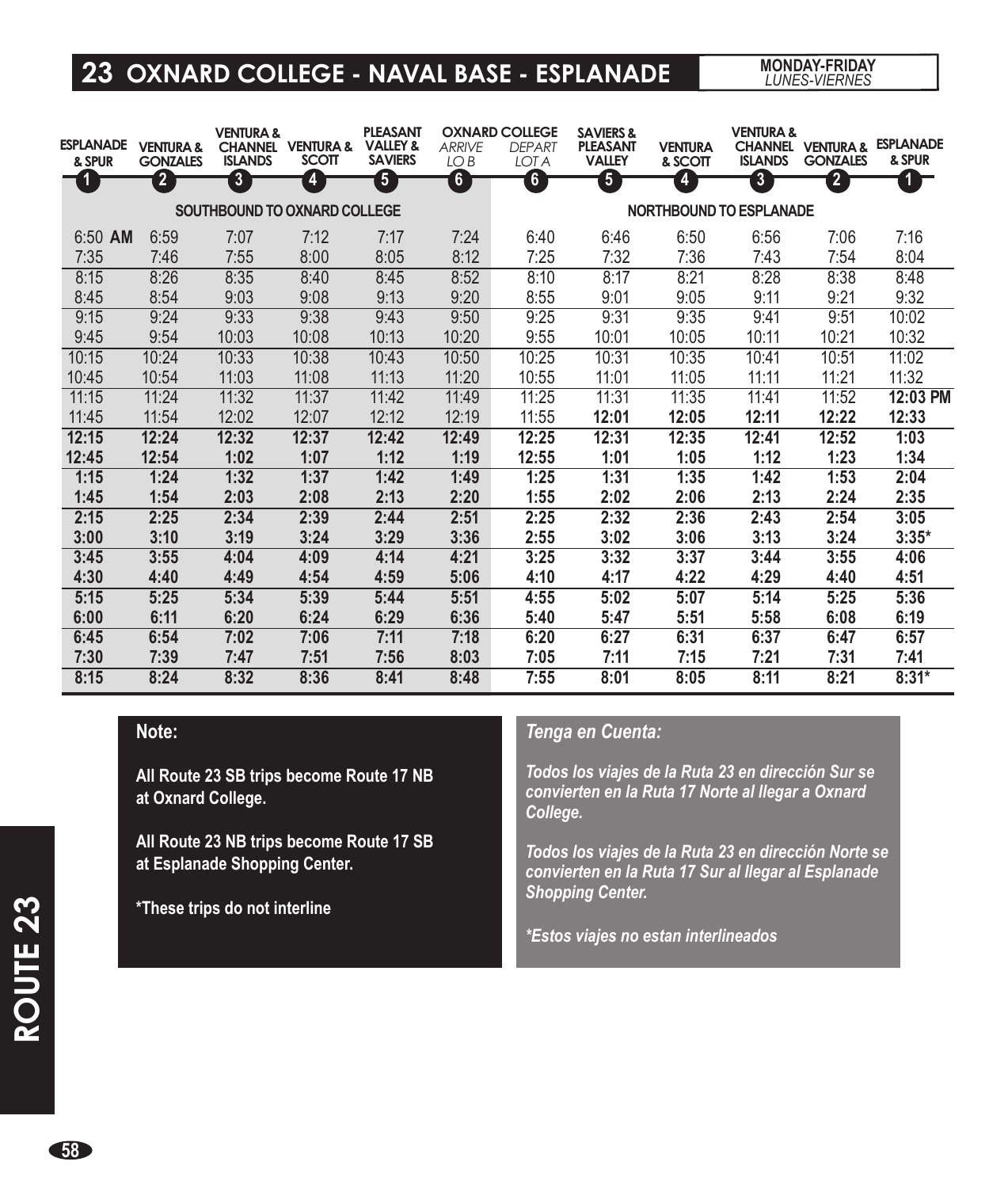# 23 OXNARD COLLEGE - NAVAL BASE - ESPLANADE

**MONDAY-FRIDAY**
*LUNES-VIERNES*

| ESPLANADE & SPUR (1) | VENTURA & GONZALES (2) | VENTURA & CHANNEL ISLANDS (3) | VENTURA & SCOTT (4) | PLEASANT VALLEY & SAVIERS (5) | OXNARD COLLEGE *ARRIVE LO B* (6) | OXNARD COLLEGE *DEPART LOT A* (6) | SAVIERS & PLEASANT VALLEY (5) | VENTURA & SCOTT (4) | VENTURA & CHANNEL ISLANDS (3) | VENTURA & GONZALES (2) | ESPLANADE & SPUR (1) |
|---|---|---|---|---|---|---|---|---|---|---|---|
| SOUTHBOUND TO OXNARD COLLEGE | | | | | | NORTHBOUND TO ESPLANADE | | | | | |
| 6:50 **AM** | 6:59 | 7:07 | 7:12 | 7:17 | 7:24 | 6:40 | 6:46 | 6:50 | 6:56 | 7:06 | 7:16 |
| 7:35 | 7:46 | 7:55 | 8:00 | 8:05 | 8:12 | 7:25 | 7:32 | 7:36 | 7:43 | 7:54 | 8:04 |
| 8:15 | 8:26 | 8:35 | 8:40 | 8:45 | 8:52 | 8:10 | 8:17 | 8:21 | 8:28 | 8:38 | 8:48 |
| 8:45 | 8:54 | 9:03 | 9:08 | 9:13 | 9:20 | 8:55 | 9:01 | 9:05 | 9:11 | 9:21 | 9:32 |
| 9:15 | 9:24 | 9:33 | 9:38 | 9:43 | 9:50 | 9:25 | 9:31 | 9:35 | 9:41 | 9:51 | 10:02 |
| 9:45 | 9:54 | 10:03 | 10:08 | 10:13 | 10:20 | 9:55 | 10:01 | 10:05 | 10:11 | 10:21 | 10:32 |
| 10:15 | 10:24 | 10:33 | 10:38 | 10:43 | 10:50 | 10:25 | 10:31 | 10:35 | 10:41 | 10:51 | 11:02 |
| 10:45 | 10:54 | 11:03 | 11:08 | 11:13 | 11:20 | 10:55 | 11:01 | 11:05 | 11:11 | 11:21 | 11:32 |
| 11:15 | 11:24 | 11:32 | 11:37 | 11:42 | 11:49 | 11:25 | 11:31 | 11:35 | 11:41 | 11:52 | **12:03 PM** |
| 11:45 | 11:54 | 12:02 | 12:07 | 12:12 | 12:19 | 11:55 | **12:01** | **12:05** | **12:11** | **12:22** | **12:33** |
| **12:15** | **12:24** | **12:32** | **12:37** | **12:42** | **12:49** | **12:25** | **12:31** | **12:35** | **12:41** | **12:52** | **1:03** |
| **12:45** | **12:54** | **1:02** | **1:07** | **1:12** | **1:19** | **12:55** | **1:01** | **1:05** | **1:12** | **1:23** | **1:34** |
| **1:15** | **1:24** | **1:32** | **1:37** | **1:42** | **1:49** | **1:25** | **1:31** | **1:35** | **1:42** | **1:53** | **2:04** |
| **1:45** | **1:54** | **2:03** | **2:08** | **2:13** | **2:20** | **1:55** | **2:02** | **2:06** | **2:13** | **2:24** | **2:35** |
| **2:15** | **2:25** | **2:34** | **2:39** | **2:44** | **2:51** | **2:25** | **2:32** | **2:36** | **2:43** | **2:54** | **3:05** |
| **3:00** | **3:10** | **3:19** | **3:24** | **3:29** | **3:36** | **2:55** | **3:02** | **3:06** | **3:13** | **3:24** | **3:35*** |
| **3:45** | **3:55** | **4:04** | **4:09** | **4:14** | **4:21** | **3:25** | **3:32** | **3:37** | **3:44** | **3:55** | **4:06** |
| **4:30** | **4:40** | **4:49** | **4:54** | **4:59** | **5:06** | **4:10** | **4:17** | **4:22** | **4:29** | **4:40** | **4:51** |
| **5:15** | **5:25** | **5:34** | **5:39** | **5:44** | **5:51** | **4:55** | **5:02** | **5:07** | **5:14** | **5:25** | **5:36** |
| **6:00** | **6:11** | **6:20** | **6:24** | **6:29** | **6:36** | **5:40** | **5:47** | **5:51** | **5:58** | **6:08** | **6:19** |
| **6:45** | **6:54** | **7:02** | **7:06** | **7:11** | **7:18** | **6:20** | **6:27** | **6:31** | **6:37** | **6:47** | **6:57** |
| **7:30** | **7:39** | **7:47** | **7:51** | **7:56** | **8:03** | **7:05** | **7:11** | **7:15** | **7:21** | **7:31** | **7:41** |
| **8:15** | **8:24** | **8:32** | **8:36** | **8:41** | **8:48** | **7:55** | **8:01** | **8:05** | **8:11** | **8:21** | **8:31*** |

**Note:**

**All Route 23 SB trips become Route 17 NB at Oxnard College.**

**All Route 23 NB trips become Route 17 SB at Esplanade Shopping Center.**

**\*These trips do not interline**

***Tenga en Cuenta:***

***Todos los viajes de la Ruta 23 en dirección Sur se convierten en la Ruta 17 Norte al llegar a Oxnard College.***

***Todos los viajes de la Ruta 23 en dirección Norte se convierten en la Ruta 17 Sur al llegar al Esplanade Shopping Center.***

***\*Estos viajes no estan interlineados***

ROUTE 23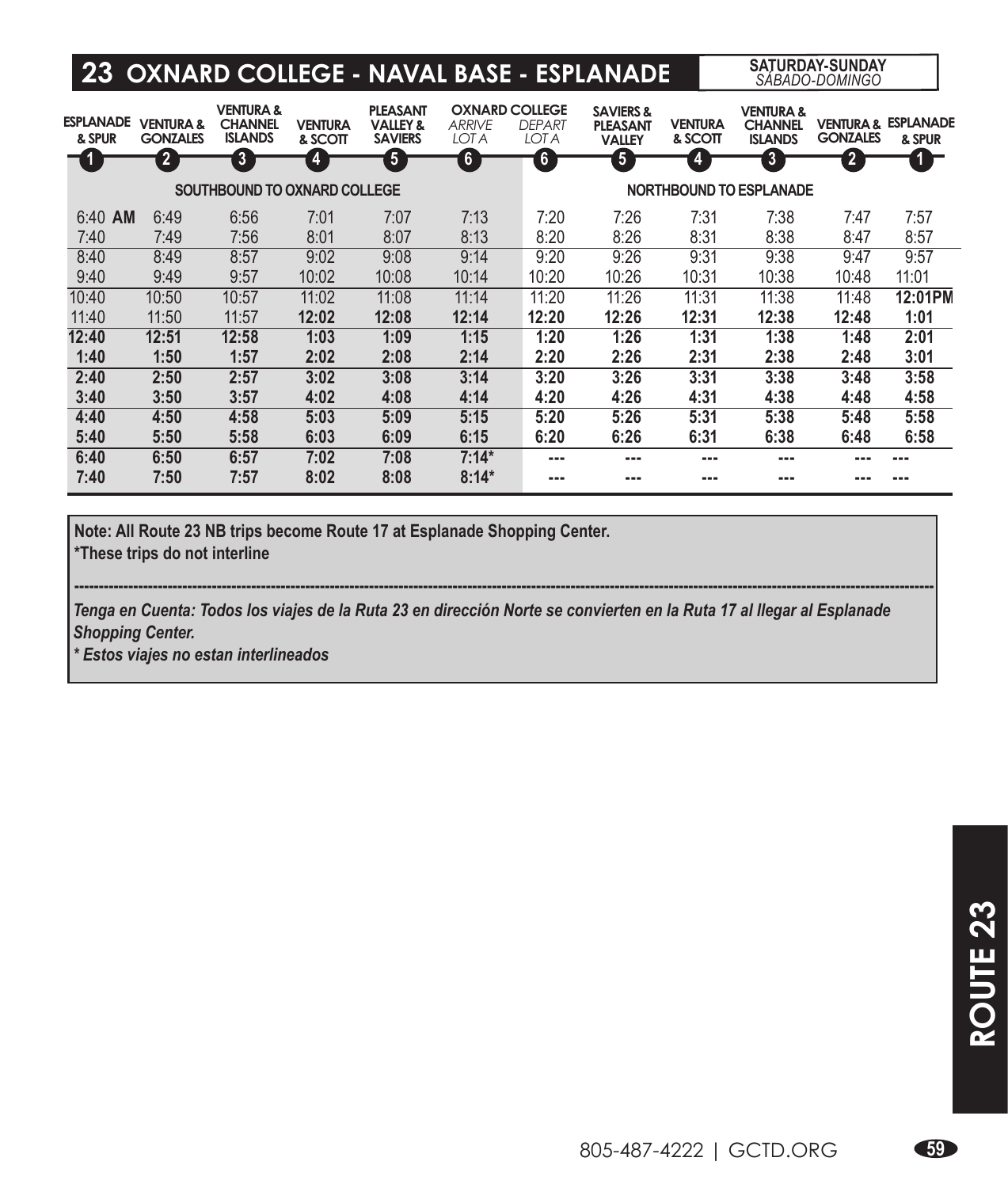# 23 OXNARD COLLEGE - NAVAL BASE - ESPLANADE

**SATURDAY-SUNDAY**
*SÁBADO-DOMINGO*

| ESPLANADE & SPUR (1) | VENTURA & GONZALES (2) | VENTURA & CHANNEL ISLANDS (3) | VENTURA & SCOTT (4) | PLEASANT VALLEY & SAVIERS (5) | OXNARD COLLEGE *ARRIVE LOT A* (6) | OXNARD COLLEGE *DEPART LOT A* (6) | SAVIERS & PLEASANT VALLEY (5) | VENTURA & SCOTT (4) | VENTURA & CHANNEL ISLANDS (3) | VENTURA & GONZALES (2) | ESPLANADE & SPUR (1) |
|---|---|---|---|---|---|---|---|---|---|---|---|
| SOUTHBOUND TO OXNARD COLLEGE | | | | | | NORTHBOUND TO ESPLANADE | | | | | |
| 6:40 **AM** | 6:49 | 6:56 | 7:01 | 7:07 | 7:13 | 7:20 | 7:26 | 7:31 | 7:38 | 7:47 | 7:57 |
| 7:40 | 7:49 | 7:56 | 8:01 | 8:07 | 8:13 | 8:20 | 8:26 | 8:31 | 8:38 | 8:47 | 8:57 |
| 8:40 | 8:49 | 8:57 | 9:02 | 9:08 | 9:14 | 9:20 | 9:26 | 9:31 | 9:38 | 9:47 | 9:57 |
| 9:40 | 9:49 | 9:57 | 10:02 | 10:08 | 10:14 | 10:20 | 10:26 | 10:31 | 10:38 | 10:48 | 11:01 |
| 10:40 | 10:50 | 10:57 | 11:02 | 11:08 | 11:14 | 11:20 | 11:26 | 11:31 | 11:38 | 11:48 | **12:01PM** |
| 11:40 | 11:50 | 11:57 | **12:02** | **12:08** | **12:14** | **12:20** | **12:26** | **12:31** | **12:38** | **12:48** | **1:01** |
| **12:40** | **12:51** | **12:58** | **1:03** | **1:09** | **1:15** | **1:20** | **1:26** | **1:31** | **1:38** | **1:48** | **2:01** |
| **1:40** | **1:50** | **1:57** | **2:02** | **2:08** | **2:14** | **2:20** | **2:26** | **2:31** | **2:38** | **2:48** | **3:01** |
| **2:40** | **2:50** | **2:57** | **3:02** | **3:08** | **3:14** | **3:20** | **3:26** | **3:31** | **3:38** | **3:48** | **3:58** |
| **3:40** | **3:50** | **3:57** | **4:02** | **4:08** | **4:14** | **4:20** | **4:26** | **4:31** | **4:38** | **4:48** | **4:58** |
| **4:40** | **4:50** | **4:58** | **5:03** | **5:09** | **5:15** | **5:20** | **5:26** | **5:31** | **5:38** | **5:48** | **5:58** |
| **5:40** | **5:50** | **5:58** | **6:03** | **6:09** | **6:15** | **6:20** | **6:26** | **6:31** | **6:38** | **6:48** | **6:58** |
| **6:40** | **6:50** | **6:57** | **7:02** | **7:08** | **7:14*** | --- | --- | --- | --- | --- | --- |
| **7:40** | **7:50** | **7:57** | **8:02** | **8:08** | **8:14*** | --- | --- | --- | --- | --- | --- |

**Note: All Route 23 NB trips become Route 17 at Esplanade Shopping Center.**
***These trips do not interline**

***Tenga en Cuenta: Todos los viajes de la Ruta 23 en dirección Norte se convierten en la Ruta 17 al llegar al Esplanade Shopping Center.***
***\* Estos viajes no estan interlineados***

805-487-4222 | GCTD.ORG

ROUTE 23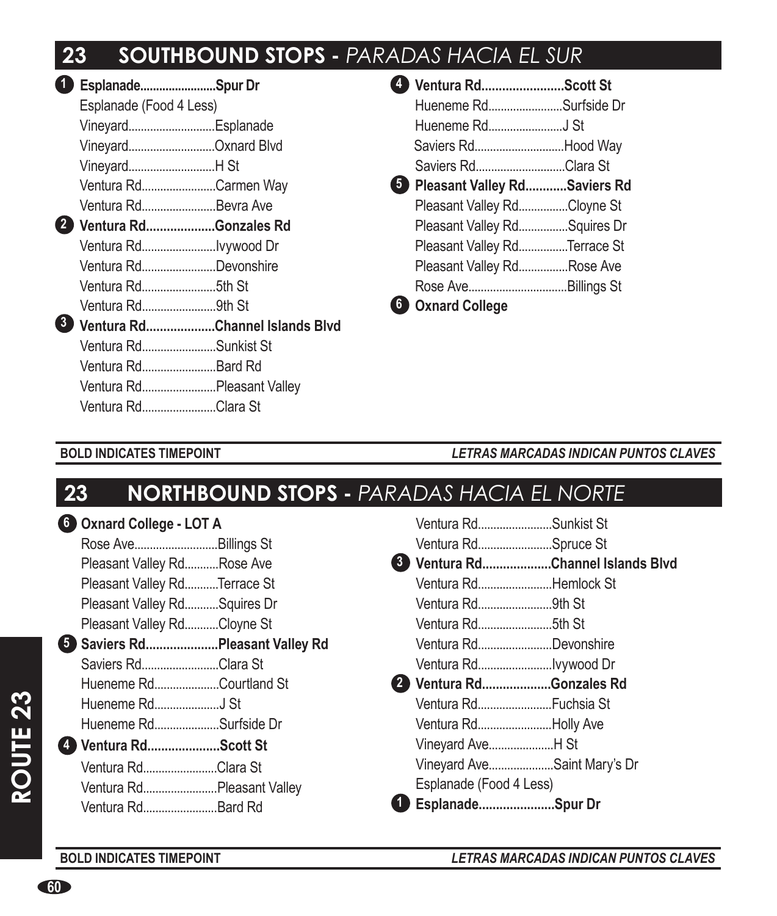## 23 SOUTHBOUND STOPS - *PARADAS HACIA EL SUR*

1. **Esplanade........................Spur Dr**
   - Esplanade (Food 4 Less)
   - Vineyard............................Esplanade
   - Vineyard............................Oxnard Blvd
   - Vineyard............................H St
   - Ventura Rd........................Carmen Way
   - Ventura Rd........................Bevra Ave
2. **Ventura Rd....................Gonzales Rd**
   - Ventura Rd........................Ivywood Dr
   - Ventura Rd........................Devonshire
   - Ventura Rd........................5th St
   - Ventura Rd........................9th St
3. **Ventura Rd....................Channel Islands Blvd**
   - Ventura Rd........................Sunkist St
   - Ventura Rd........................Bard Rd
   - Ventura Rd........................Pleasant Valley
   - Ventura Rd........................Clara St
4. **Ventura Rd........................Scott St**
   - Hueneme Rd........................Surfside Dr
   - Hueneme Rd........................J St
   - Saviers Rd.............................Hood Way
   - Saviers Rd.............................Clara St
5. **Pleasant Valley Rd............Saviers Rd**
   - Pleasant Valley Rd................Cloyne St
   - Pleasant Valley Rd................Squires Dr
   - Pleasant Valley Rd................Terrace St
   - Pleasant Valley Rd................Rose Ave
   - Rose Ave................................Billings St
6. **Oxnard College**

**BOLD INDICATES TIMEPOINT** — ***LETRAS MARCADAS INDICAN PUNTOS CLAVES***

## 23 NORTHBOUND STOPS - *PARADAS HACIA EL NORTE*

6. **Oxnard College - LOT A**
   - Rose Ave...........................Billings St
   - Pleasant Valley Rd...........Rose Ave
   - Pleasant Valley Rd...........Terrace St
   - Pleasant Valley Rd...........Squires Dr
   - Pleasant Valley Rd...........Cloyne St
5. **Saviers Rd.....................Pleasant Valley Rd**
   - Saviers Rd.........................Clara St
   - Hueneme Rd.....................Courtland St
   - Hueneme Rd.....................J St
   - Hueneme Rd.....................Surfside Dr
4. **Ventura Rd.....................Scott St**
   - Ventura Rd........................Clara St
   - Ventura Rd........................Pleasant Valley
   - Ventura Rd........................Bard Rd
   - Ventura Rd........................Sunkist St
   - Ventura Rd........................Spruce St
3. **Ventura Rd....................Channel Islands Blvd**
   - Ventura Rd........................Hemlock St
   - Ventura Rd........................9th St
   - Ventura Rd........................5th St
   - Ventura Rd........................Devonshire
   - Ventura Rd........................Ivywood Dr
2. **Ventura Rd....................Gonzales Rd**
   - Ventura Rd........................Fuchsia St
   - Ventura Rd........................Holly Ave
   - Vineyard Ave.....................H St
   - Vineyard Ave.....................Saint Mary's Dr
   - Esplanade (Food 4 Less)
1. **Esplanade......................Spur Dr**

**BOLD INDICATES TIMEPOINT** — ***LETRAS MARCADAS INDICAN PUNTOS CLAVES***

ROUTE 23